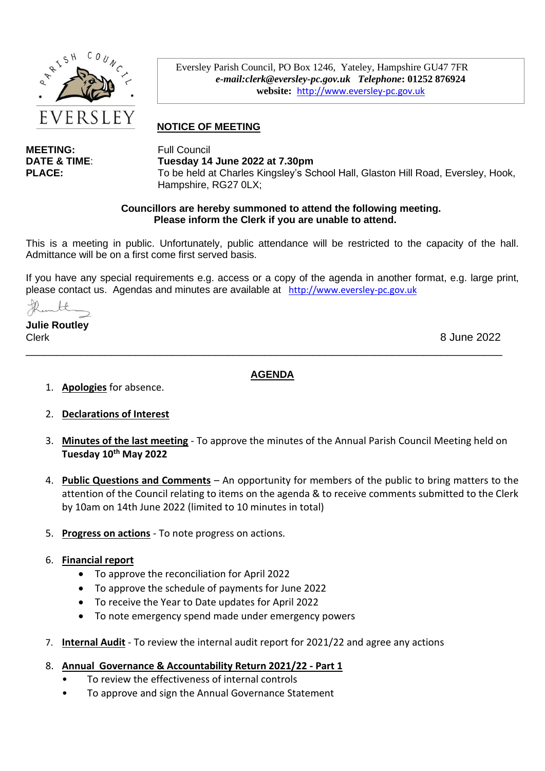Eversley Parish Council, PO Box 1246, Yateley, Hampshire GU47 7FR
***e-mail:clerk@eversley-pc.gov.uk*** ***Telephone*: 01252 876924**
**website:** http://www.eversley-pc.gov.uk

EVERSLEY

## NOTICE OF MEETING

**MEETING:** Full Council
**DATE & TIME:** **Tuesday 14 June 2022 at 7.30pm**
**PLACE:** To be held at Charles Kingsley's School Hall, Glaston Hill Road, Eversley, Hook, Hampshire, RG27 0LX;

**Councillors are hereby summoned to attend the following meeting.**
**Please inform the Clerk if you are unable to attend.**

This is a meeting in public. Unfortunately, public attendance will be restricted to the capacity of the hall. Admittance will be on a first come first served basis.

If you have any special requirements e.g. access or a copy of the agenda in another format, e.g. large print, please contact us. Agendas and minutes are available at http://www.eversley-pc.gov.uk

**Julie Routley**
Clerk

8 June 2022

---

## AGENDA

1. **Apologies** for absence.

2. **Declarations of Interest**

3. **Minutes of the last meeting** - To approve the minutes of the Annual Parish Council Meeting held on **Tuesday 10th May 2022**

4. **Public Questions and Comments** – An opportunity for members of the public to bring matters to the attention of the Council relating to items on the agenda & to receive comments submitted to the Clerk by 10am on 14th June 2022 (limited to 10 minutes in total)

5. **Progress on actions** - To note progress on actions.

6. **Financial report**
   - To approve the reconciliation for April 2022
   - To approve the schedule of payments for June 2022
   - To receive the Year to Date updates for April 2022
   - To note emergency spend made under emergency powers

7. **Internal Audit** - To review the internal audit report for 2021/22 and agree any actions

8. **Annual Governance & Accountability Return 2021/22 - Part 1**
   - To review the effectiveness of internal controls
   - To approve and sign the Annual Governance Statement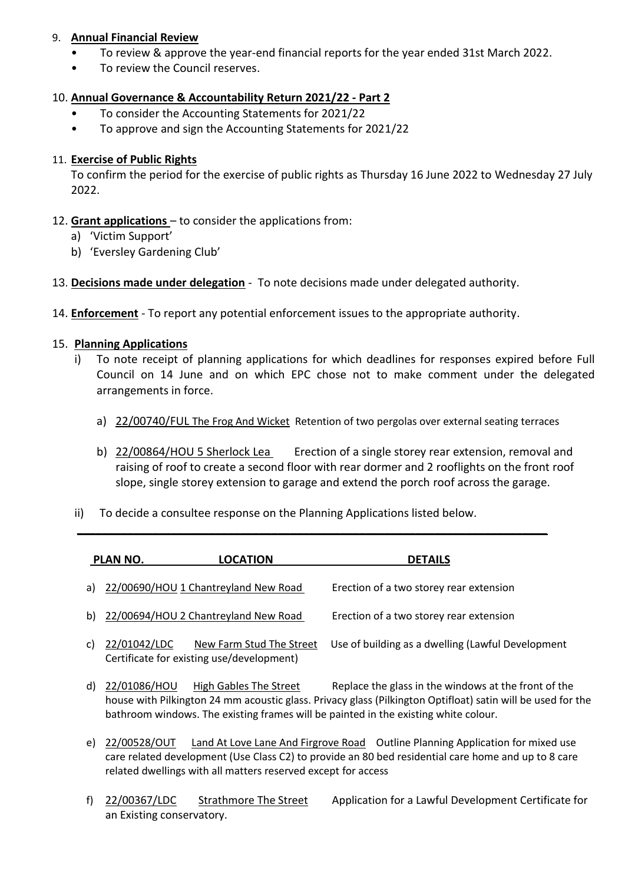9. **Annual Financial Review**
    - To review & approve the year-end financial reports for the year ended 31st March 2022.
    - To review the Council reserves.

10. **Annual Governance & Accountability Return 2021/22 - Part 2**
    - To consider the Accounting Statements for 2021/22
    - To approve and sign the Accounting Statements for 2021/22

11. **Exercise of Public Rights**

    To confirm the period for the exercise of public rights as Thursday 16 June 2022 to Wednesday 27 July 2022.

12. **Grant applications** – to consider the applications from:
    a) 'Victim Support'
    b) 'Eversley Gardening Club'

13. **Decisions made under delegation** - To note decisions made under delegated authority.

14. **Enforcement** - To report any potential enforcement issues to the appropriate authority.

15. **Planning Applications**
    i) To note receipt of planning applications for which deadlines for responses expired before Full Council on 14 June and on which EPC chose not to make comment under the delegated arrangements in force.

    a) 22/00740/FUL The Frog And Wicket Retention of two pergolas over external seating terraces

    b) 22/00864/HOU 5 Sherlock Lea Erection of a single storey rear extension, removal and raising of roof to create a second floor with rear dormer and 2 rooflights on the front roof slope, single storey extension to garage and extend the porch roof across the garage.

    ii) To decide a consultee response on the Planning Applications listed below.

| | PLAN NO. | LOCATION | DETAILS |
|---|---|---|---|
| a) | 22/00690/HOU | 1 Chantreyland New Road | Erection of a two storey rear extension |
| b) | 22/00694/HOU | 2 Chantreyland New Road | Erection of a two storey rear extension |
| c) | 22/01042/LDC | New Farm Stud The Street | Use of building as a dwelling (Lawful Development Certificate for existing use/development) |
| d) | 22/01086/HOU | High Gables The Street | Replace the glass in the windows at the front of the house with Pilkington 24 mm acoustic glass. Privacy glass (Pilkington Optifloat) satin will be used for the bathroom windows. The existing frames will be painted in the existing white colour. |
| e) | 22/00528/OUT | Land At Love Lane And Firgrove Road | Outline Planning Application for mixed use care related development (Use Class C2) to provide an 80 bed residential care home and up to 8 care related dwellings with all matters reserved except for access |
| f) | 22/00367/LDC | Strathmore The Street | Application for a Lawful Development Certificate for an Existing conservatory. |